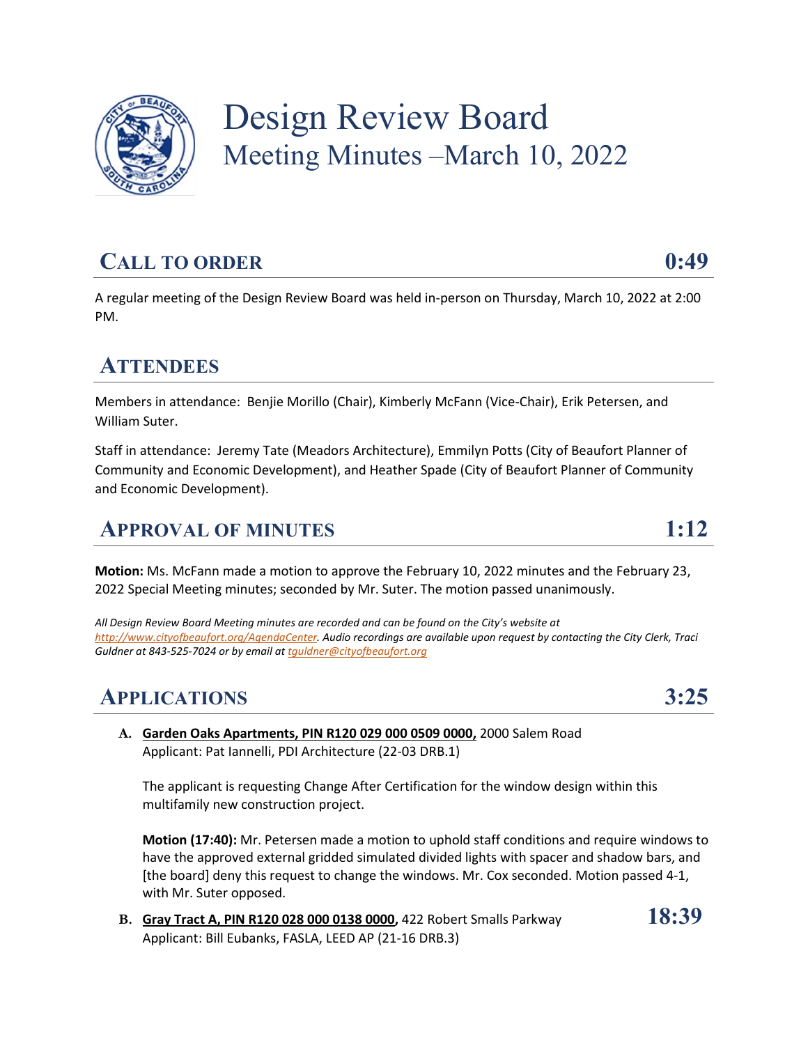# Design Review Board
## Meeting Minutes –March 10, 2022

## CALL TO ORDER 0:49

A regular meeting of the Design Review Board was held in-person on Thursday, March 10, 2022 at 2:00 PM.

## ATTENDEES

Members in attendance: Benjie Morillo (Chair), Kimberly McFann (Vice-Chair), Erik Petersen, and William Suter.

Staff in attendance: Jeremy Tate (Meadors Architecture), Emmilyn Potts (City of Beaufort Planner of Community and Economic Development), and Heather Spade (City of Beaufort Planner of Community and Economic Development).

## APPROVAL OF MINUTES 1:12

**Motion:** Ms. McFann made a motion to approve the February 10, 2022 minutes and the February 23, 2022 Special Meeting minutes; seconded by Mr. Suter. The motion passed unanimously.

*All Design Review Board Meeting minutes are recorded and can be found on the City's website at http://www.cityofbeaufort.org/AgendaCenter. Audio recordings are available upon request by contacting the City Clerk, Traci Guldner at 843-525-7024 or by email at tguldner@cityofbeaufort.org*

## APPLICATIONS 3:25

**A. Garden Oaks Apartments, PIN R120 029 000 0509 0000,** 2000 Salem Road
Applicant: Pat Iannelli, PDI Architecture (22-03 DRB.1)

The applicant is requesting Change After Certification for the window design within this multifamily new construction project.

**Motion (17:40):** Mr. Petersen made a motion to uphold staff conditions and require windows to have the approved external gridded simulated divided lights with spacer and shadow bars, and [the board] deny this request to change the windows. Mr. Cox seconded. Motion passed 4-1, with Mr. Suter opposed.

**B. Gray Tract A, PIN R120 028 000 0138 0000,** 422 Robert Smalls Parkway **18:39**
Applicant: Bill Eubanks, FASLA, LEED AP (21-16 DRB.3)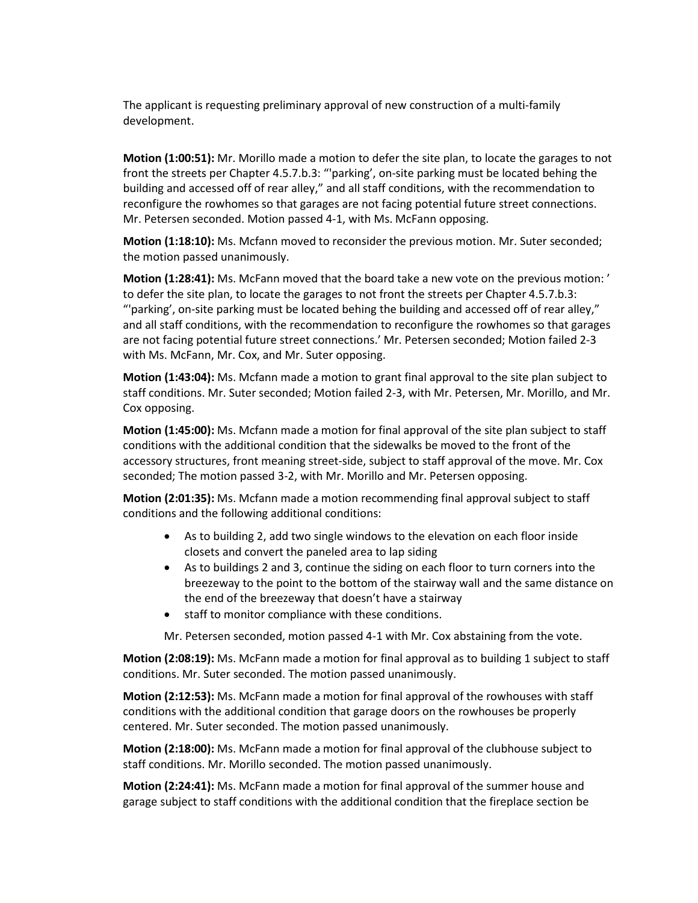The applicant is requesting preliminary approval of new construction of a multi-family development.

**Motion (1:00:51):** Mr. Morillo made a motion to defer the site plan, to locate the garages to not front the streets per Chapter 4.5.7.b.3: "'parking', on-site parking must be located behing the building and accessed off of rear alley," and all staff conditions, with the recommendation to reconfigure the rowhomes so that garages are not facing potential future street connections. Mr. Petersen seconded. Motion passed 4-1, with Ms. McFann opposing.

**Motion (1:18:10):** Ms. Mcfann moved to reconsider the previous motion. Mr. Suter seconded; the motion passed unanimously.

**Motion (1:28:41):** Ms. McFann moved that the board take a new vote on the previous motion: ' to defer the site plan, to locate the garages to not front the streets per Chapter 4.5.7.b.3: "'parking', on-site parking must be located behing the building and accessed off of rear alley," and all staff conditions, with the recommendation to reconfigure the rowhomes so that garages are not facing potential future street connections.' Mr. Petersen seconded; Motion failed 2-3 with Ms. McFann, Mr. Cox, and Mr. Suter opposing.

**Motion (1:43:04):** Ms. Mcfann made a motion to grant final approval to the site plan subject to staff conditions. Mr. Suter seconded; Motion failed 2-3, with Mr. Petersen, Mr. Morillo, and Mr. Cox opposing.

**Motion (1:45:00):** Ms. Mcfann made a motion for final approval of the site plan subject to staff conditions with the additional condition that the sidewalks be moved to the front of the accessory structures, front meaning street-side, subject to staff approval of the move. Mr. Cox seconded; The motion passed 3-2, with Mr. Morillo and Mr. Petersen opposing.

**Motion (2:01:35):** Ms. Mcfann made a motion recommending final approval subject to staff conditions and the following additional conditions:

- As to building 2, add two single windows to the elevation on each floor inside closets and convert the paneled area to lap siding
- As to buildings 2 and 3, continue the siding on each floor to turn corners into the breezeway to the point to the bottom of the stairway wall and the same distance on the end of the breezeway that doesn't have a stairway
- staff to monitor compliance with these conditions.

Mr. Petersen seconded, motion passed 4-1 with Mr. Cox abstaining from the vote.

**Motion (2:08:19):** Ms. McFann made a motion for final approval as to building 1 subject to staff conditions. Mr. Suter seconded. The motion passed unanimously.

**Motion (2:12:53):** Ms. McFann made a motion for final approval of the rowhouses with staff conditions with the additional condition that garage doors on the rowhouses be properly centered. Mr. Suter seconded. The motion passed unanimously.

**Motion (2:18:00):** Ms. McFann made a motion for final approval of the clubhouse subject to staff conditions. Mr. Morillo seconded. The motion passed unanimously.

**Motion (2:24:41):** Ms. McFann made a motion for final approval of the summer house and garage subject to staff conditions with the additional condition that the fireplace section be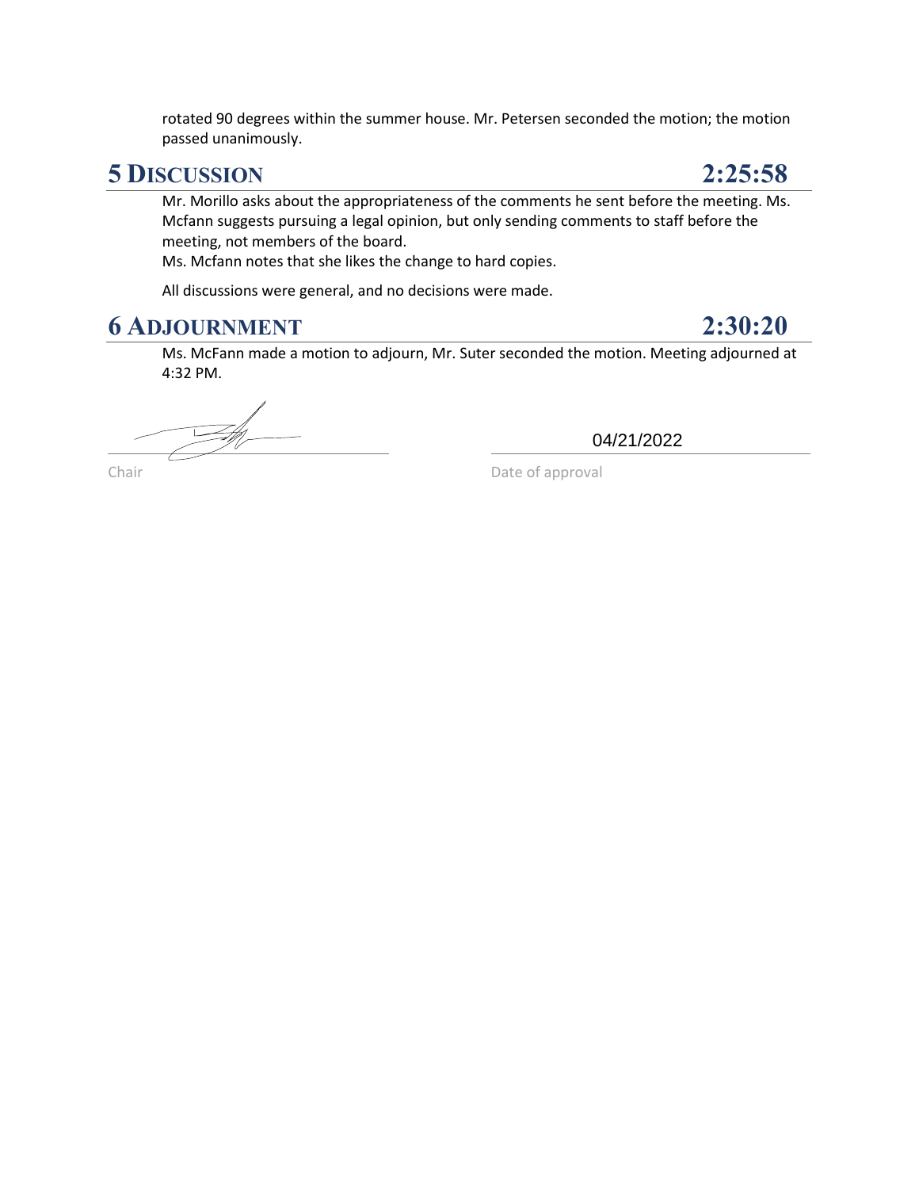rotated 90 degrees within the summer house. Mr. Petersen seconded the motion; the motion passed unanimously.

## 5 DISCUSSION 2:25:58

Mr. Morillo asks about the appropriateness of the comments he sent before the meeting. Ms. Mcfann suggests pursuing a legal opinion, but only sending comments to staff before the meeting, not members of the board.

Ms. Mcfann notes that she likes the change to hard copies.

All discussions were general, and no decisions were made.

## 6 ADJOURNMENT 2:30:20

Ms. McFann made a motion to adjourn, Mr. Suter seconded the motion. Meeting adjourned at 4:32 PM.

Chair

04/21/2022

Date of approval